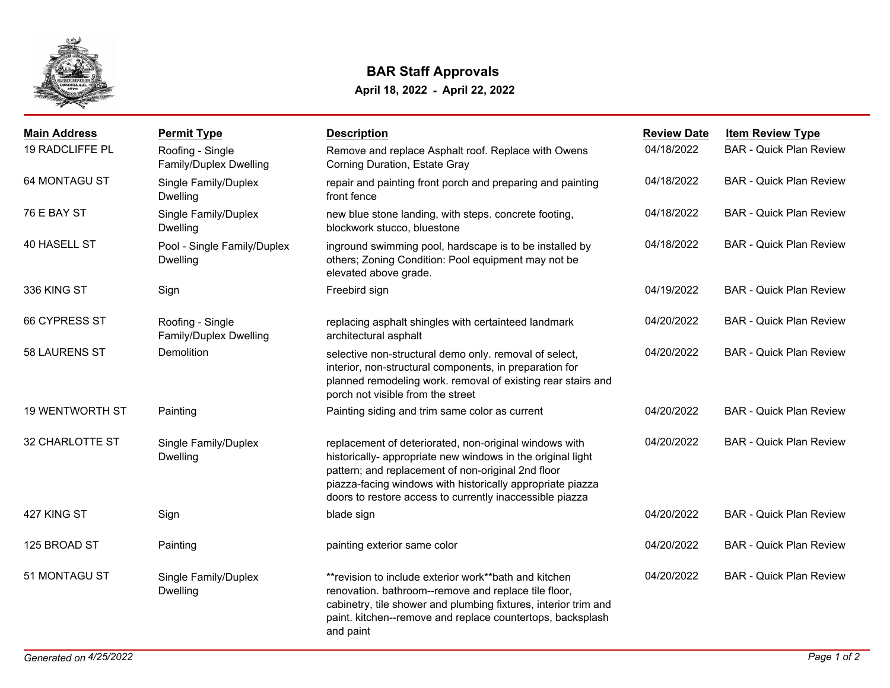# BAR Staff Approvals

**April 18, 2022 - April 22, 2022**

| Main Address | Permit Type | Description | Review Date | Item Review Type |
|---|---|---|---|---|
| 19 RADCLIFFE PL | Roofing - Single Family/Duplex Dwelling | Remove and replace Asphalt roof. Replace with Owens Corning Duration, Estate Gray | 04/18/2022 | BAR - Quick Plan Review |
| 64 MONTAGU ST | Single Family/Duplex Dwelling | repair and painting front porch and preparing and painting front fence | 04/18/2022 | BAR - Quick Plan Review |
| 76 E BAY ST | Single Family/Duplex Dwelling | new blue stone landing, with steps. concrete footing, blockwork stucco, bluestone | 04/18/2022 | BAR - Quick Plan Review |
| 40 HASELL ST | Pool - Single Family/Duplex Dwelling | inground swimming pool, hardscape is to be installed by others; Zoning Condition: Pool equipment may not be elevated above grade. | 04/18/2022 | BAR - Quick Plan Review |
| 336 KING ST | Sign | Freebird sign | 04/19/2022 | BAR - Quick Plan Review |
| 66 CYPRESS ST | Roofing - Single Family/Duplex Dwelling | replacing asphalt shingles with certainteed landmark architectural asphalt | 04/20/2022 | BAR - Quick Plan Review |
| 58 LAURENS ST | Demolition | selective non-structural demo only. removal of select, interior, non-structural components, in preparation for planned remodeling work. removal of existing rear stairs and porch not visible from the street | 04/20/2022 | BAR - Quick Plan Review |
| 19 WENTWORTH ST | Painting | Painting siding and trim same color as current | 04/20/2022 | BAR - Quick Plan Review |
| 32 CHARLOTTE ST | Single Family/Duplex Dwelling | replacement of deteriorated, non-original windows with historically- appropriate new windows in the original light pattern; and replacement of non-original 2nd floor piazza-facing windows with historically appropriate piazza doors to restore access to currently inaccessible piazza | 04/20/2022 | BAR - Quick Plan Review |
| 427 KING ST | Sign | blade sign | 04/20/2022 | BAR - Quick Plan Review |
| 125 BROAD ST | Painting | painting exterior same color | 04/20/2022 | BAR - Quick Plan Review |
| 51 MONTAGU ST | Single Family/Duplex Dwelling | **revision to include exterior work**bath and kitchen renovation. bathroom--remove and replace tile floor, cabinetry, tile shower and plumbing fixtures, interior trim and paint. kitchen--remove and replace countertops, backsplash and paint | 04/20/2022 | BAR - Quick Plan Review |

*Generated on 4/25/2022*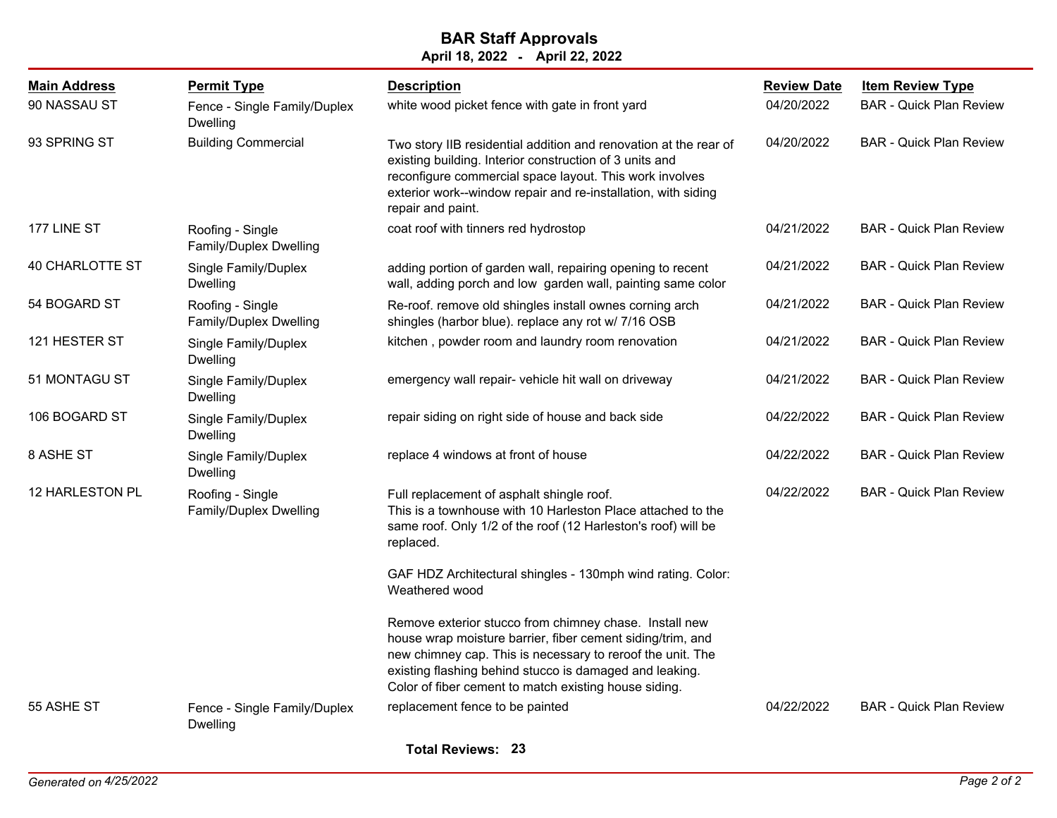## BAR Staff Approvals

**April 18, 2022 - April 22, 2022**

| Main Address | Permit Type | Description | Review Date | Item Review Type |
| --- | --- | --- | --- | --- |
| 90 NASSAU ST | Fence - Single Family/Duplex Dwelling | white wood picket fence with gate in front yard | 04/20/2022 | BAR - Quick Plan Review |
| 93 SPRING ST | Building Commercial | Two story IIB residential addition and renovation at the rear of existing building. Interior construction of 3 units and reconfigure commercial space layout. This work involves exterior work--window repair and re-installation, with siding repair and paint. | 04/20/2022 | BAR - Quick Plan Review |
| 177 LINE ST | Roofing - Single Family/Duplex Dwelling | coat roof with tinners red hydrostop | 04/21/2022 | BAR - Quick Plan Review |
| 40 CHARLOTTE ST | Single Family/Duplex Dwelling | adding portion of garden wall, repairing opening to recent wall, adding porch and low garden wall, painting same color | 04/21/2022 | BAR - Quick Plan Review |
| 54 BOGARD ST | Roofing - Single Family/Duplex Dwelling | Re-roof. remove old shingles install ownes corning arch shingles (harbor blue). replace any rot w/ 7/16 OSB | 04/21/2022 | BAR - Quick Plan Review |
| 121 HESTER ST | Single Family/Duplex Dwelling | kitchen , powder room and laundry room renovation | 04/21/2022 | BAR - Quick Plan Review |
| 51 MONTAGU ST | Single Family/Duplex Dwelling | emergency wall repair- vehicle hit wall on driveway | 04/21/2022 | BAR - Quick Plan Review |
| 106 BOGARD ST | Single Family/Duplex Dwelling | repair siding on right side of house and back side | 04/22/2022 | BAR - Quick Plan Review |
| 8 ASHE ST | Single Family/Duplex Dwelling | replace 4 windows at front of house | 04/22/2022 | BAR - Quick Plan Review |
| 12 HARLESTON PL | Roofing - Single Family/Duplex Dwelling | Full replacement of asphalt shingle roof. This is a townhouse with 10 Harleston Place attached to the same roof. Only 1/2 of the roof (12 Harleston's roof) will be replaced. GAF HDZ Architectural shingles - 130mph wind rating. Color: Weathered wood Remove exterior stucco from chimney chase. Install new house wrap moisture barrier, fiber cement siding/trim, and new chimney cap. This is necessary to reroof the unit. The existing flashing behind stucco is damaged and leaking. Color of fiber cement to match existing house siding. | 04/22/2022 | BAR - Quick Plan Review |
| 55 ASHE ST | Fence - Single Family/Duplex Dwelling | replacement fence to be painted | 04/22/2022 | BAR - Quick Plan Review |

**Total Reviews: 23**

*Generated on 4/25/2022*